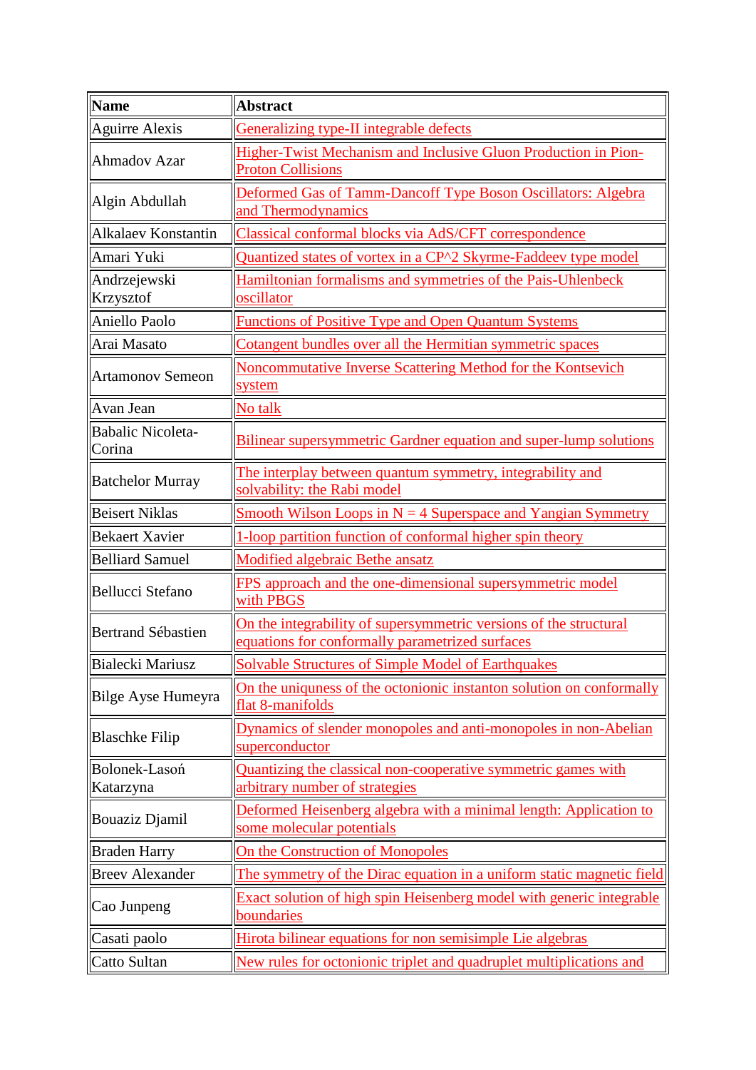| Name | Abstract |
|---|---|
| Aguirre Alexis | Generalizing type-II integrable defects |
| Ahmadov Azar | Higher-Twist Mechanism and Inclusive Gluon Production in Pion-Proton Collisions |
| Algin Abdullah | Deformed Gas of Tamm-Dancoff Type Boson Oscillators: Algebra and Thermodynamics |
| Alkalaev Konstantin | Classical conformal blocks via AdS/CFT correspondence |
| Amari Yuki | Quantized states of vortex in a CP^2 Skyrme-Faddeev type model |
| Andrzejewski Krzysztof | Hamiltonian formalisms and symmetries of the Pais-Uhlenbeck oscillator |
| Aniello Paolo | Functions of Positive Type and Open Quantum Systems |
| Arai Masato | Cotangent bundles over all the Hermitian symmetric spaces |
| Artamonov Semeon | Noncommutative Inverse Scattering Method for the Kontsevich system |
| Avan Jean | No talk |
| Babalic Nicoleta-Corina | Bilinear supersymmetric Gardner equation and super-lump solutions |
| Batchelor Murray | The interplay between quantum symmetry, integrability and solvability: the Rabi model |
| Beisert Niklas | Smooth Wilson Loops in N = 4 Superspace and Yangian Symmetry |
| Bekaert Xavier | 1-loop partition function of conformal higher spin theory |
| Belliard Samuel | Modified algebraic Bethe ansatz |
| Bellucci Stefano | FPS approach and the one-dimensional supersymmetric model with PBGS |
| Bertrand Sébastien | On the integrability of supersymmetric versions of the structural equations for conformally parametrized surfaces |
| Bialecki Mariusz | Solvable Structures of Simple Model of Earthquakes |
| Bilge Ayse Humeyra | On the uniquness of the octonionic instanton solution on conformally flat 8-manifolds |
| Blaschke Filip | Dynamics of slender monopoles and anti-monopoles in non-Abelian superconductor |
| Bolonek-Lasoń Katarzyna | Quantizing the classical non-cooperative symmetric games with arbitrary number of strategies |
| Bouaziz Djamil | Deformed Heisenberg algebra with a minimal length: Application to some molecular potentials |
| Braden Harry | On the Construction of Monopoles |
| Breev Alexander | The symmetry of the Dirac equation in a uniform static magnetic field |
| Cao Junpeng | Exact solution of high spin Heisenberg model with generic integrable boundaries |
| Casati paolo | Hirota bilinear equations for non semisimple Lie algebras |
| Catto Sultan | New rules for octonionic triplet and quadruplet multiplications and |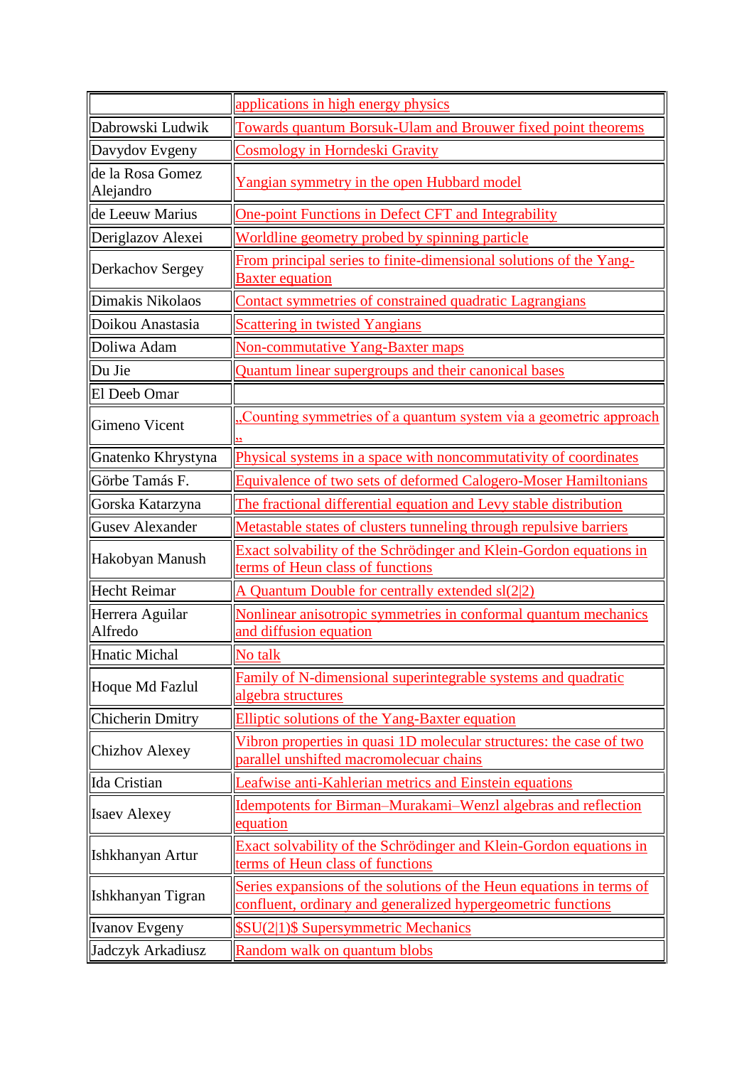| | |
|---|---|
| | applications in high energy physics |
| Dabrowski Ludwik | Towards quantum Borsuk-Ulam and Brouwer fixed point theorems |
| Davydov Evgeny | Cosmology in Horndeski Gravity |
| de la Rosa Gomez Alejandro | Yangian symmetry in the open Hubbard model |
| de Leeuw Marius | One-point Functions in Defect CFT and Integrability |
| Deriglazov Alexei | Worldline geometry probed by spinning particle |
| Derkachov Sergey | From principal series to finite-dimensional solutions of the Yang-Baxter equation |
| Dimakis Nikolaos | Contact symmetries of constrained quadratic Lagrangians |
| Doikou Anastasia | Scattering in twisted Yangians |
| Doliwa Adam | Non-commutative Yang-Baxter maps |
| Du Jie | Quantum linear supergroups and their canonical bases |
| El Deeb Omar | |
| Gimeno Vicent | „Counting symmetries of a quantum system via a geometric approach " |
| Gnatenko Khrystyna | Physical systems in a space with noncommutativity of coordinates |
| Görbe Tamás F. | Equivalence of two sets of deformed Calogero-Moser Hamiltonians |
| Gorska Katarzyna | The fractional differential equation and Levy stable distribution |
| Gusev Alexander | Metastable states of clusters tunneling through repulsive barriers |
| Hakobyan Manush | Exact solvability of the Schrödinger and Klein-Gordon equations in terms of Heun class of functions |
| Hecht Reimar | A Quantum Double for centrally extended sl(2\|2) |
| Herrera Aguilar Alfredo | Nonlinear anisotropic symmetries in conformal quantum mechanics and diffusion equation |
| Hnatic Michal | No talk |
| Hoque Md Fazlul | Family of N-dimensional superintegrable systems and quadratic algebra structures |
| Chicherin Dmitry | Elliptic solutions of the Yang-Baxter equation |
| Chizhov Alexey | Vibron properties in quasi 1D molecular structures: the case of two parallel unshifted macromolecuar chains |
| Ida Cristian | Leafwise anti-Kahlerian metrics and Einstein equations |
| Isaev Alexey | Idempotents for Birman–Murakami–Wenzl algebras and reflection equation |
| Ishkhanyan Artur | Exact solvability of the Schrödinger and Klein-Gordon equations in terms of Heun class of functions |
| Ishkhanyan Tigran | Series expansions of the solutions of the Heun equations in terms of confluent, ordinary and generalized hypergeometric functions |
| Ivanov Evgeny | $SU(2\|1)$ Supersymmetric Mechanics |
| Jadczyk Arkadiusz | Random walk on quantum blobs |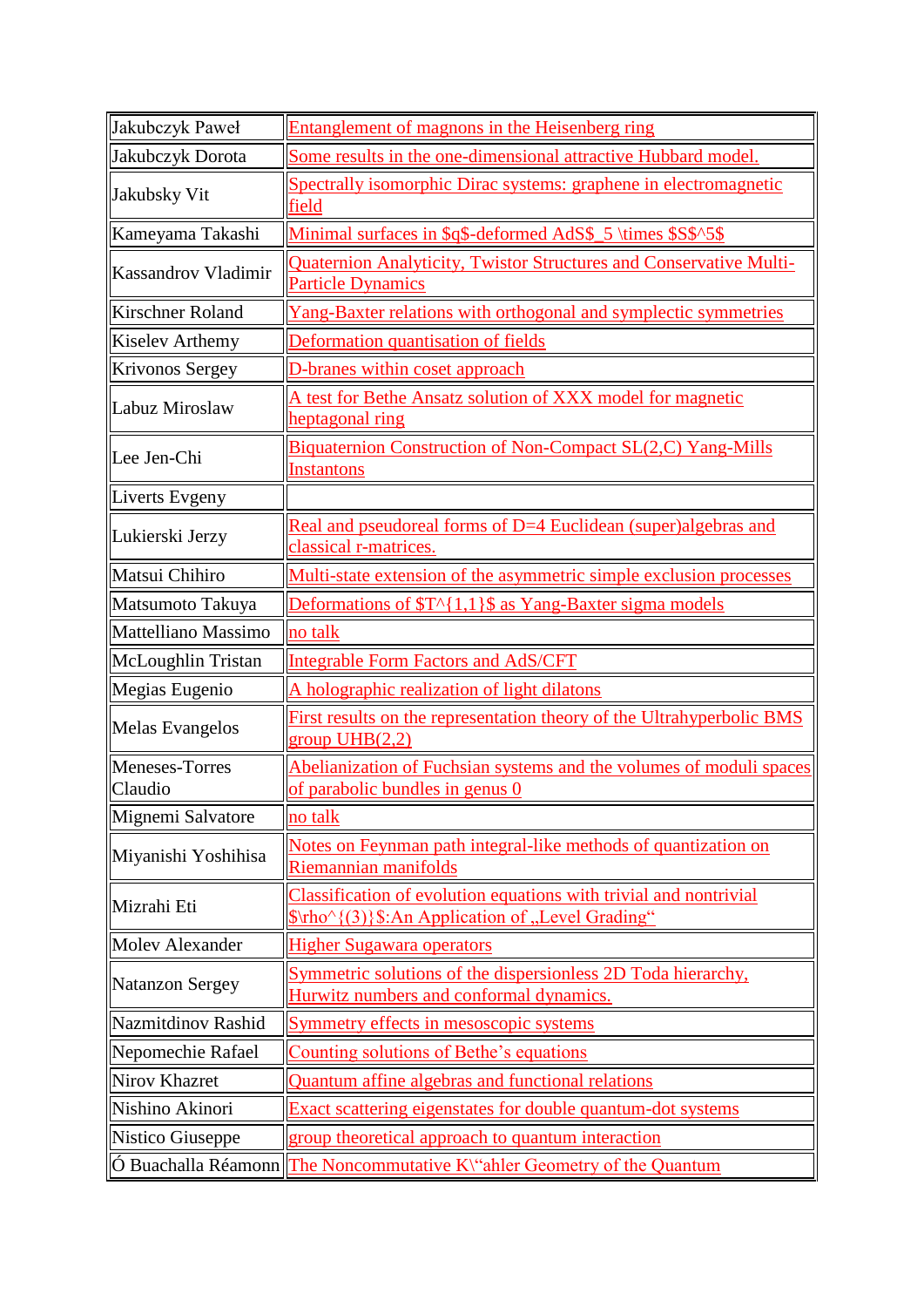| Jakubczyk Paweł | Entanglement of magnons in the Heisenberg ring |
|---|---|
| Jakubczyk Dorota | Some results in the one-dimensional attractive Hubbard model. |
| Jakubsky Vit | Spectrally isomorphic Dirac systems: graphene in electromagnetic field |
| Kameyama Takashi | Minimal surfaces in $q$-deformed AdS$_5 \times $S$^5$ |
| Kassandrov Vladimir | Quaternion Analyticity, Twistor Structures and Conservative Multi-Particle Dynamics |
| Kirschner Roland | Yang-Baxter relations with orthogonal and symplectic symmetries |
| Kiselev Arthemy | Deformation quantisation of fields |
| Krivonos Sergey | D-branes within coset approach |
| Labuz Miroslaw | A test for Bethe Ansatz solution of XXX model for magnetic heptagonal ring |
| Lee Jen-Chi | Biquaternion Construction of Non-Compact SL(2,C) Yang-Mills Instantons |
| Liverts Evgeny | |
| Lukierski Jerzy | Real and pseudoreal forms of D=4 Euclidean (super)algebras and classical r-matrices. |
| Matsui Chihiro | Multi-state extension of the asymmetric simple exclusion processes |
| Matsumoto Takuya | Deformations of $T^{1,1}$ as Yang-Baxter sigma models |
| Mattelliano Massimo | no talk |
| McLoughlin Tristan | Integrable Form Factors and AdS/CFT |
| Megias Eugenio | A holographic realization of light dilatons |
| Melas Evangelos | First results on the representation theory of the Ultrahyperbolic BMS group UHB(2,2) |
| Meneses-Torres Claudio | Abelianization of Fuchsian systems and the volumes of moduli spaces of parabolic bundles in genus 0 |
| Mignemi Salvatore | no talk |
| Miyanishi Yoshihisa | Notes on Feynman path integral-like methods of quantization on Riemannian manifolds |
| Mizrahi Eti | Classification of evolution equations with trivial and nontrivial $\rho^{(3)}$:An Application of „Level Grading" |
| Molev Alexander | Higher Sugawara operators |
| Natanzon Sergey | Symmetric solutions of the dispersionless 2D Toda hierarchy, Hurwitz numbers and conformal dynamics. |
| Nazmitdinov Rashid | Symmetry effects in mesoscopic systems |
| Nepomechie Rafael | Counting solutions of Bethe's equations |
| Nirov Khazret | Quantum affine algebras and functional relations |
| Nishino Akinori | Exact scattering eigenstates for double quantum-dot systems |
| Nistico Giuseppe | group theoretical approach to quantum interaction |
| Ó Buachalla Réamonn | The Noncommutative K\"ahler Geometry of the Quantum |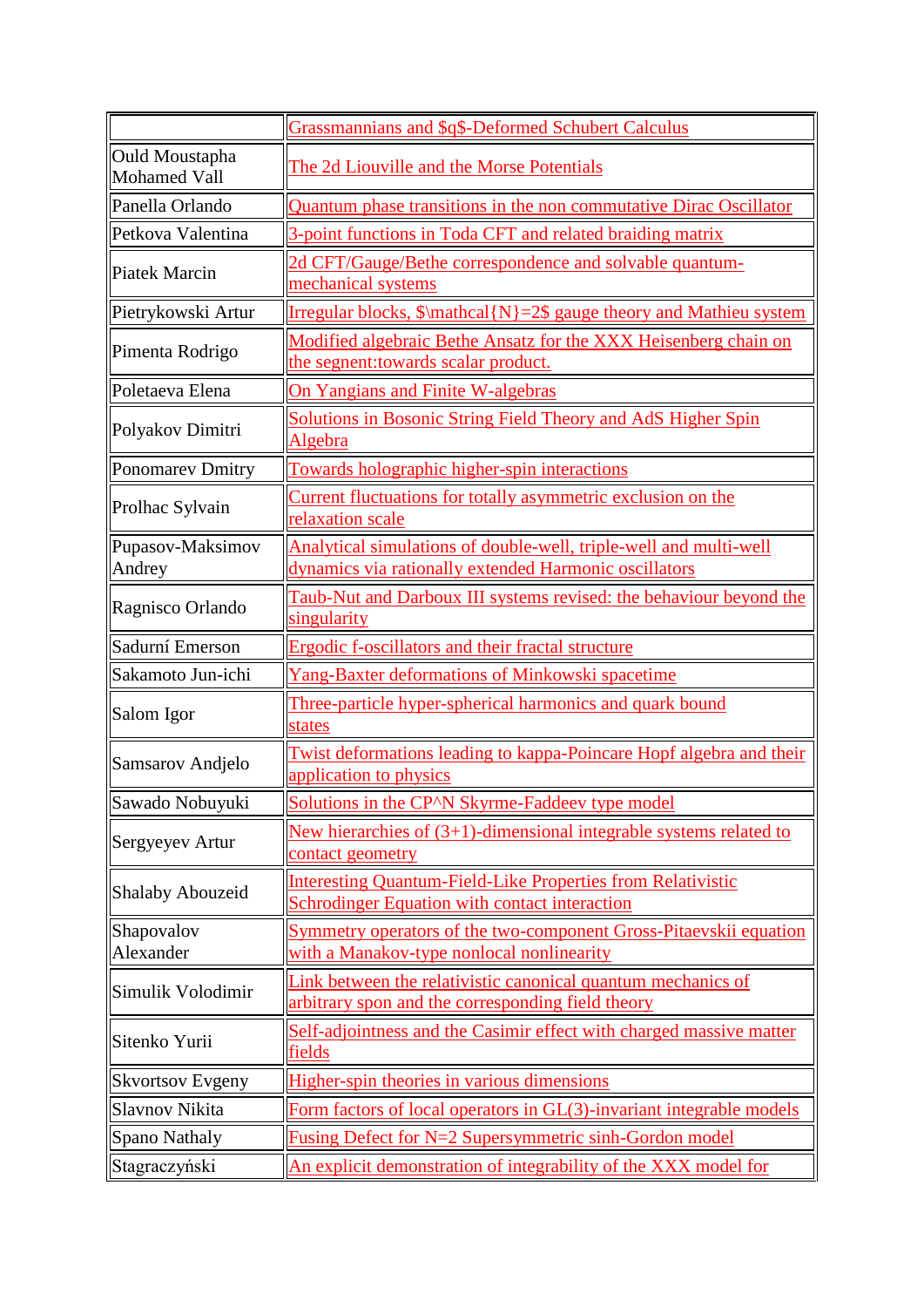| | |
|---|---|
| | Grassmannians and $q$-Deformed Schubert Calculus |
| Ould Moustapha Mohamed Vall | The 2d Liouville and the Morse Potentials |
| Panella Orlando | Quantum phase transitions in the non commutative Dirac Oscillator |
| Petkova Valentina | 3-point functions in Toda CFT and related braiding matrix |
| Piatek Marcin | 2d CFT/Gauge/Bethe correspondence and solvable quantum-mechanical systems |
| Pietrykowski Artur | Irregular blocks, $\mathcal{N}=2$ gauge theory and Mathieu system |
| Pimenta Rodrigo | Modified algebraic Bethe Ansatz for the XXX Heisenberg chain on the segnent:towards scalar product. |
| Poletaeva Elena | On Yangians and Finite W-algebras |
| Polyakov Dimitri | Solutions in Bosonic String Field Theory and AdS Higher Spin Algebra |
| Ponomarev Dmitry | Towards holographic higher-spin interactions |
| Prolhac Sylvain | Current fluctuations for totally asymmetric exclusion on the relaxation scale |
| Pupasov-Maksimov Andrey | Analytical simulations of double-well, triple-well and multi-well dynamics via rationally extended Harmonic oscillators |
| Ragnisco Orlando | Taub-Nut and Darboux III systems revised: the behaviour beyond the singularity |
| Sadurní Emerson | Ergodic f-oscillators and their fractal structure |
| Sakamoto Jun-ichi | Yang-Baxter deformations of Minkowski spacetime |
| Salom Igor | Three-particle hyper-spherical harmonics and quark bound states |
| Samsarov Andjelo | Twist deformations leading to kappa-Poincare Hopf algebra and their application to physics |
| Sawado Nobuyuki | Solutions in the CP^N Skyrme-Faddeev type model |
| Sergyeyev Artur | New hierarchies of (3+1)-dimensional integrable systems related to contact geometry |
| Shalaby Abouzeid | Interesting Quantum-Field-Like Properties from Relativistic Schrodinger Equation with contact interaction |
| Shapovalov Alexander | Symmetry operators of the two-component Gross-Pitaevskii equation with a Manakov-type nonlocal nonlinearity |
| Simulik Volodimir | Link between the relativistic canonical quantum mechanics of arbitrary spon and the corresponding field theory |
| Sitenko Yurii | Self-adjointness and the Casimir effect with charged massive matter fields |
| Skvortsov Evgeny | Higher-spin theories in various dimensions |
| Slavnov Nikita | Form factors of local operators in GL(3)-invariant integrable models |
| Spano Nathaly | Fusing Defect for N=2 Supersymmetric sinh-Gordon model |
| Stagraczyński | An explicit demonstration of integrability of the XXX model for |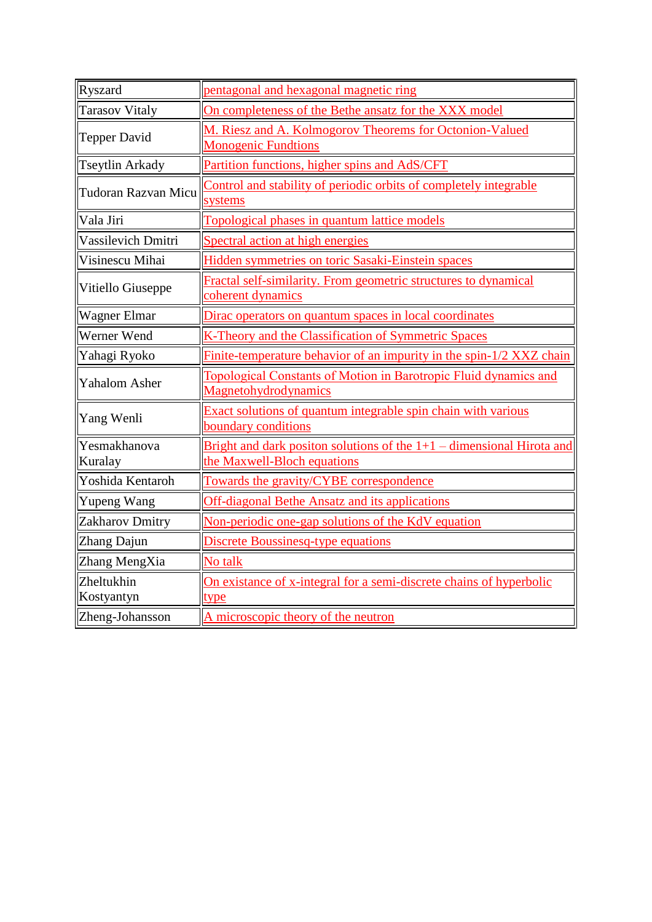| | |
|---|---|
| Ryszard | pentagonal and hexagonal magnetic ring |
| Tarasov Vitaly | On completeness of the Bethe ansatz for the XXX model |
| Tepper David | M. Riesz and A. Kolmogorov Theorems for Octonion-Valued Monogenic Fundtions |
| Tseytlin Arkady | Partition functions, higher spins and AdS/CFT |
| Tudoran Razvan Micu | Control and stability of periodic orbits of completely integrable systems |
| Vala Jiri | Topological phases in quantum lattice models |
| Vassilevich Dmitri | Spectral action at high energies |
| Visinescu Mihai | Hidden symmetries on toric Sasaki-Einstein spaces |
| Vitiello Giuseppe | Fractal self-similarity. From geometric structures to dynamical coherent dynamics |
| Wagner Elmar | Dirac operators on quantum spaces in local coordinates |
| Werner Wend | K-Theory and the Classification of Symmetric Spaces |
| Yahagi Ryoko | Finite-temperature behavior of an impurity in the spin-1/2 XXZ chain |
| Yahalom Asher | Topological Constants of Motion in Barotropic Fluid dynamics and Magnetohydrodynamics |
| Yang Wenli | Exact solutions of quantum integrable spin chain with various boundary conditions |
| Yesmakhanova Kuralay | Bright and dark positon solutions of the 1+1 – dimensional Hirota and the Maxwell-Bloch equations |
| Yoshida Kentaroh | Towards the gravity/CYBE correspondence |
| Yupeng Wang | Off-diagonal Bethe Ansatz and its applications |
| Zakharov Dmitry | Non-periodic one-gap solutions of the KdV equation |
| Zhang Dajun | Discrete Boussinesq-type equations |
| Zhang MengXia | No talk |
| Zheltukhin Kostyantyn | On existance of x-integral for a semi-discrete chains of hyperbolic type |
| Zheng-Johansson | A microscopic theory of the neutron |